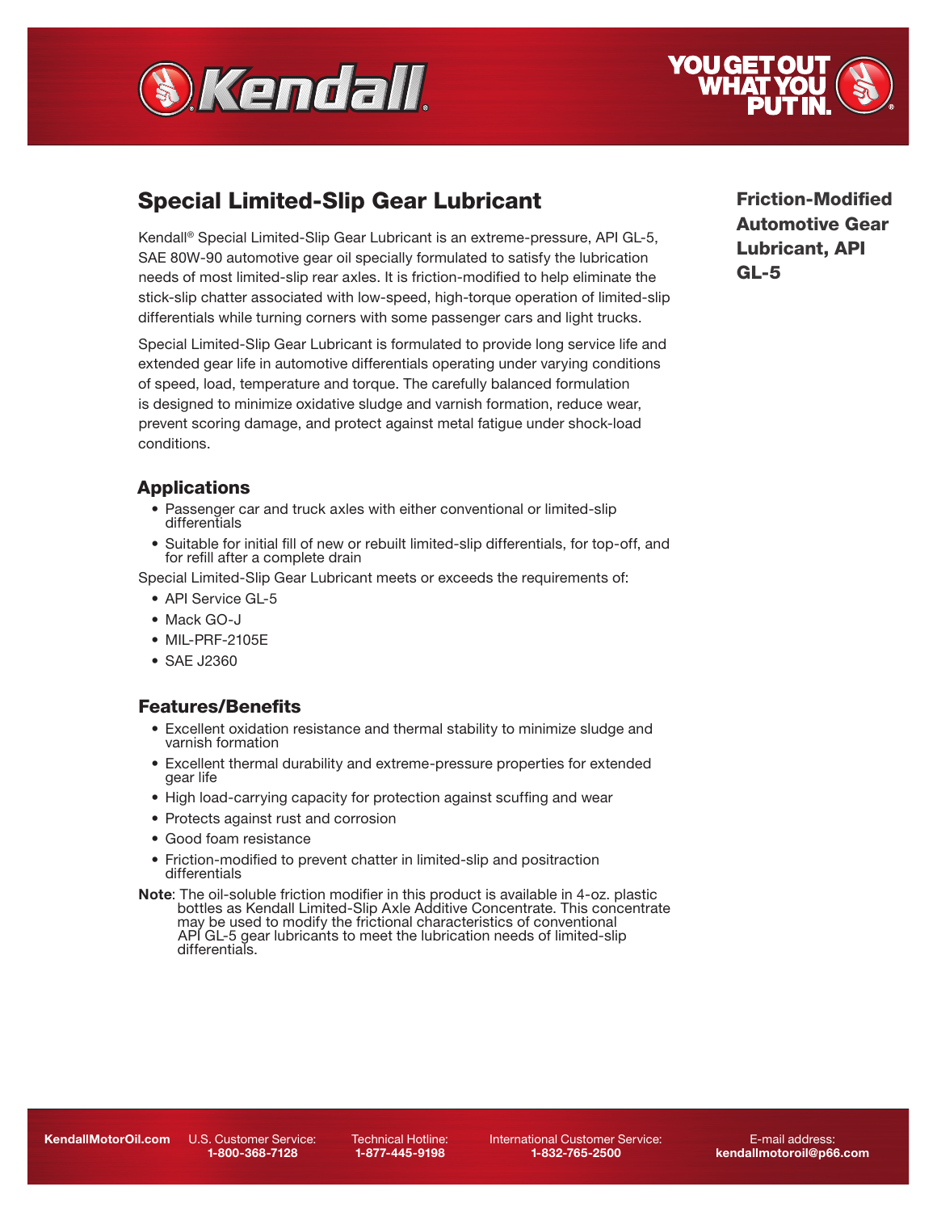Kendall

YOU GET OUT WHAT YOU PUT IN.

# Special Limited-Slip Gear Lubricant

**Friction-Modified Automotive Gear Lubricant, API GL-5**

Kendall® Special Limited-Slip Gear Lubricant is an extreme-pressure, API GL-5, SAE 80W-90 automotive gear oil specially formulated to satisfy the lubrication needs of most limited-slip rear axles. It is friction-modified to help eliminate the stick-slip chatter associated with low-speed, high-torque operation of limited-slip differentials while turning corners with some passenger cars and light trucks.

Special Limited-Slip Gear Lubricant is formulated to provide long service life and extended gear life in automotive differentials operating under varying conditions of speed, load, temperature and torque. The carefully balanced formulation is designed to minimize oxidative sludge and varnish formation, reduce wear, prevent scoring damage, and protect against metal fatigue under shock-load conditions.

## Applications

- Passenger car and truck axles with either conventional or limited-slip differentials
- Suitable for initial fill of new or rebuilt limited-slip differentials, for top-off, and for refill after a complete drain

Special Limited-Slip Gear Lubricant meets or exceeds the requirements of:

- API Service GL-5
- Mack GO-J
- MIL-PRF-2105E
- SAE J2360

## Features/Benefits

- Excellent oxidation resistance and thermal stability to minimize sludge and varnish formation
- Excellent thermal durability and extreme-pressure properties for extended gear life
- High load-carrying capacity for protection against scuffing and wear
- Protects against rust and corrosion
- Good foam resistance
- Friction-modified to prevent chatter in limited-slip and positraction differentials

**Note**: The oil-soluble friction modifier in this product is available in 4-oz. plastic bottles as Kendall Limited-Slip Axle Additive Concentrate. This concentrate may be used to modify the frictional characteristics of conventional API GL-5 gear lubricants to meet the lubrication needs of limited-slip differentials.

**KendallMotorOil.com** U.S. Customer Service: **1-800-368-7128** Technical Hotline: **1-877-445-9198** International Customer Service: **1-832-765-2500** E-mail address: **kendallmotoroil@p66.com**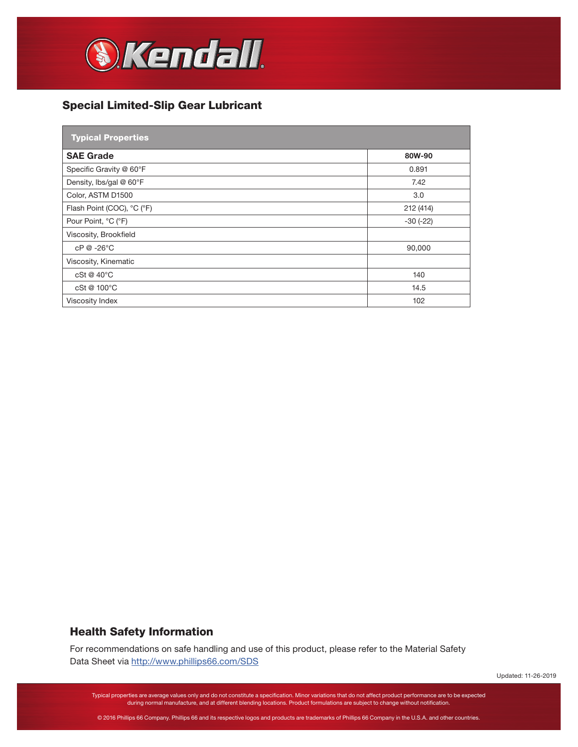## Special Limited-Slip Gear Lubricant

| Typical Properties | |
|---|---|
| **SAE Grade** | **80W-90** |
| Specific Gravity @ 60°F | 0.891 |
| Density, lbs/gal @ 60°F | 7.42 |
| Color, ASTM D1500 | 3.0 |
| Flash Point (COC), °C (°F) | 212 (414) |
| Pour Point, °C (°F) | -30 (-22) |
| Viscosity, Brookfield | |
| cP @ -26°C | 90,000 |
| Viscosity, Kinematic | |
| cSt @ 40°C | 140 |
| cSt @ 100°C | 14.5 |
| Viscosity Index | 102 |

## Health Safety Information

For recommendations on safe handling and use of this product, please refer to the Material Safety Data Sheet via http://www.phillips66.com/SDS

Updated: 11-26-2019

Typical properties are average values only and do not constitute a specification. Minor variations that do not affect product performance are to be expected during normal manufacture, and at different blending locations. Product formulations are subject to change without notification.

© 2016 Phillips 66 Company. Phillips 66 and its respective logos and products are trademarks of Phillips 66 Company in the U.S.A. and other countries.